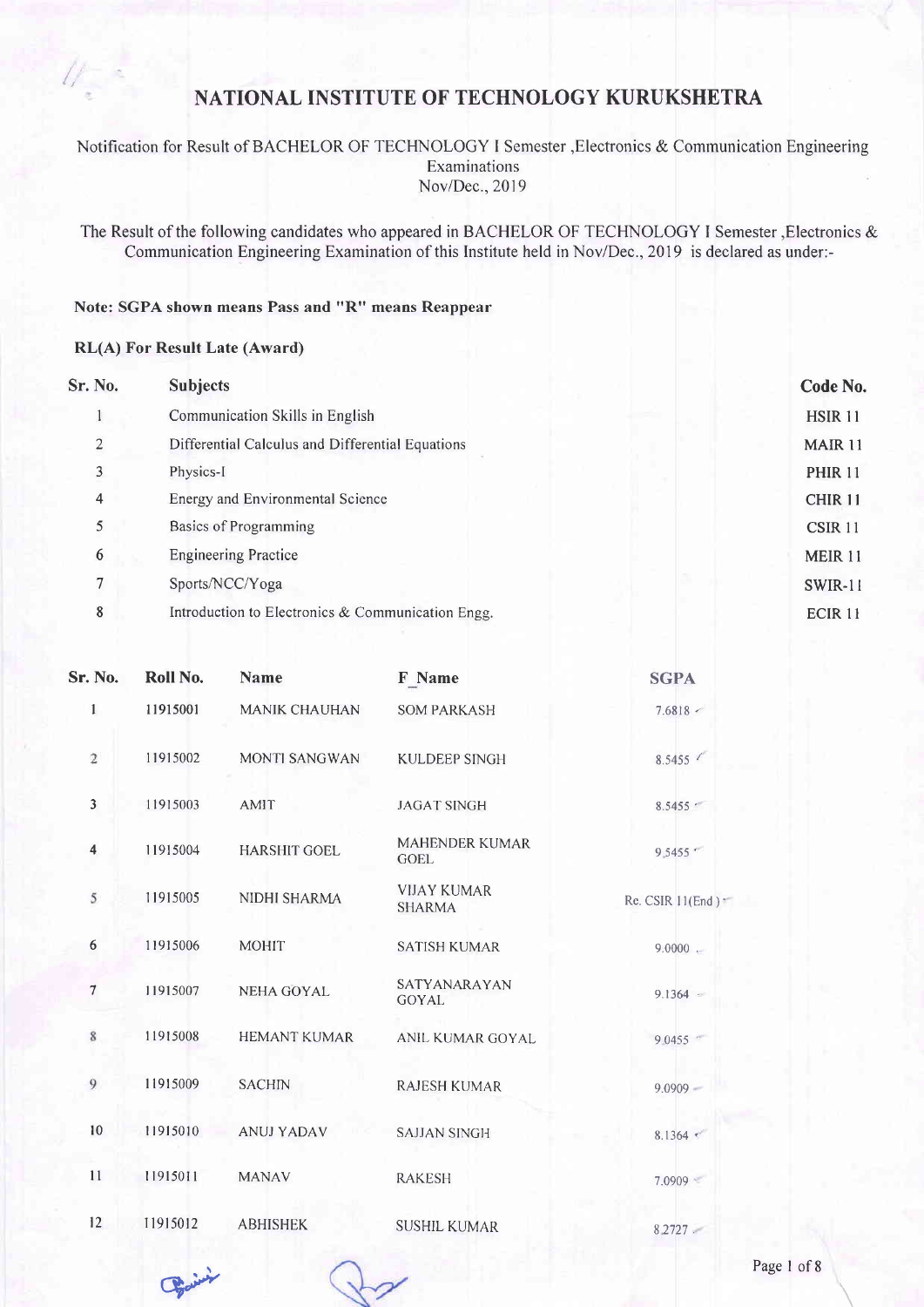# NATIONAL INSTITUTE OF TECHNOLOGY KURUKSHETRA

Notification for Result of BACHELOR OF TECHNOLOGY I Semester ,Electronics & Communication Engineering Examinations
Nov/Dec., 2019

The Result of the following candidates who appeared in BACHELOR OF TECHNOLOGY I Semester ,Electronics & Communication Engineering Examination of this Institute held in Nov/Dec., 2019 is declared as under:-

**Note: SGPA shown means Pass and "R" means Reappear**

**RL(A) For Result Late (Award)**

| Sr. No. | Subjects | Code No. |
|---|---|---|
| 1 | Communication Skills in English | HSIR 11 |
| 2 | Differential Calculus and Differential Equations | MAIR 11 |
| 3 | Physics-I | PHIR 11 |
| 4 | Energy and Environmental Science | CHIR 11 |
| 5 | Basics of Programming | CSIR 11 |
| 6 | Engineering Practice | MEIR 11 |
| 7 | Sports/NCC/Yoga | SWIR-11 |
| 8 | Introduction to Electronics & Communication Engg. | ECIR 11 |

| Sr. No. | Roll No. | Name | F_Name | SGPA |
|---|---|---|---|---|
| 1 | 11915001 | MANIK CHAUHAN | SOM PARKASH | 7.6818 |
| 2 | 11915002 | MONTI SANGWAN | KULDEEP SINGH | 8.5455 |
| 3 | 11915003 | AMIT | JAGAT SINGH | 8.5455 |
| 4 | 11915004 | HARSHIT GOEL | MAHENDER KUMAR GOEL | 9.5455 |
| 5 | 11915005 | NIDHI SHARMA | VIJAY KUMAR SHARMA | Re. CSIR 11(End ) |
| 6 | 11915006 | MOHIT | SATISH KUMAR | 9.0000 |
| 7 | 11915007 | NEHA GOYAL | SATYANARAYAN GOYAL | 9.1364 |
| 8 | 11915008 | HEMANT KUMAR | ANIL KUMAR GOYAL | 9.0455 |
| 9 | 11915009 | SACHIN | RAJESH KUMAR | 9.0909 |
| 10 | 11915010 | ANUJ YADAV | SAJJAN SINGH | 8.1364 |
| 11 | 11915011 | MANAV | RAKESH | 7.0909 |
| 12 | 11915012 | ABHISHEK | SUSHIL KUMAR | 8.2727 |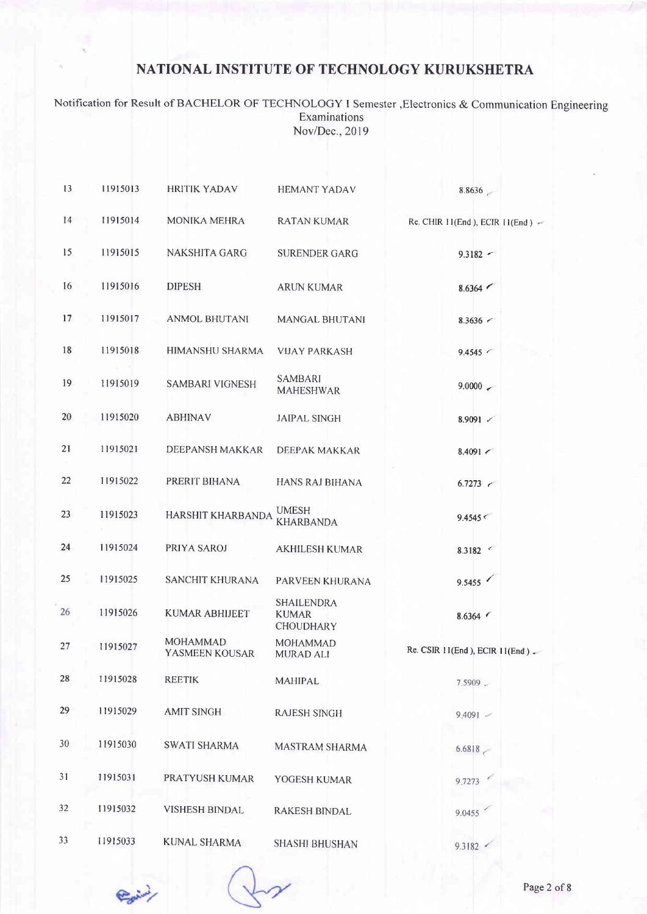# NATIONAL INSTITUTE OF TECHNOLOGY KURUKSHETRA

Notification for Result of BACHELOR OF TECHNOLOGY I Semester ,Electronics & Communication Engineering Examinations
Nov/Dec., 2019

| | | | | |
|---|---|---|---|---|
| 13 | 11915013 | HRITIK YADAV | HEMANT YADAV | 8.8636 |
| 14 | 11915014 | MONIKA MEHRA | RATAN KUMAR | Re. CHIR 11(End ), ECIR 11(End ) |
| 15 | 11915015 | NAKSHITA GARG | SURENDER GARG | 9.3182 |
| 16 | 11915016 | DIPESH | ARUN KUMAR | 8.6364 |
| 17 | 11915017 | ANMOL BHUTANI | MANGAL BHUTANI | 8.3636 |
| 18 | 11915018 | HIMANSHU SHARMA | VIJAY PARKASH | 9.4545 |
| 19 | 11915019 | SAMBARI VIGNESH | SAMBARI MAHESHWAR | 9.0000 |
| 20 | 11915020 | ABHINAV | JAIPAL SINGH | 8.9091 |
| 21 | 11915021 | DEEPANSH MAKKAR | DEEPAK MAKKAR | 8.4091 |
| 22 | 11915022 | PRERIT BIHANA | HANS RAJ BIHANA | 6.7273 |
| 23 | 11915023 | HARSHIT KHARBANDA | UMESH KHARBANDA | 9.4545 |
| 24 | 11915024 | PRIYA SAROJ | AKHILESH KUMAR | 8.3182 |
| 25 | 11915025 | SANCHIT KHURANA | PARVEEN KHURANA | 9.5455 |
| 26 | 11915026 | KUMAR ABHIJEET | SHAILENDRA KUMAR CHOUDHARY | 8.6364 |
| 27 | 11915027 | MOHAMMAD YASMEEN KOUSAR | MOHAMMAD MURAD ALI | Re. CSIR 11(End ), ECIR 11(End ) |
| 28 | 11915028 | REETIK | MAHIPAL | 7.5909 |
| 29 | 11915029 | AMIT SINGH | RAJESH SINGH | 9.4091 |
| 30 | 11915030 | SWATI SHARMA | MASTRAM SHARMA | 6.6818 |
| 31 | 11915031 | PRATYUSH KUMAR | YOGESH KUMAR | 9.7273 |
| 32 | 11915032 | VISHESH BINDAL | RAKESH BINDAL | 9.0455 |
| 33 | 11915033 | KUNAL SHARMA | SHASHI BHUSHAN | 9.3182 |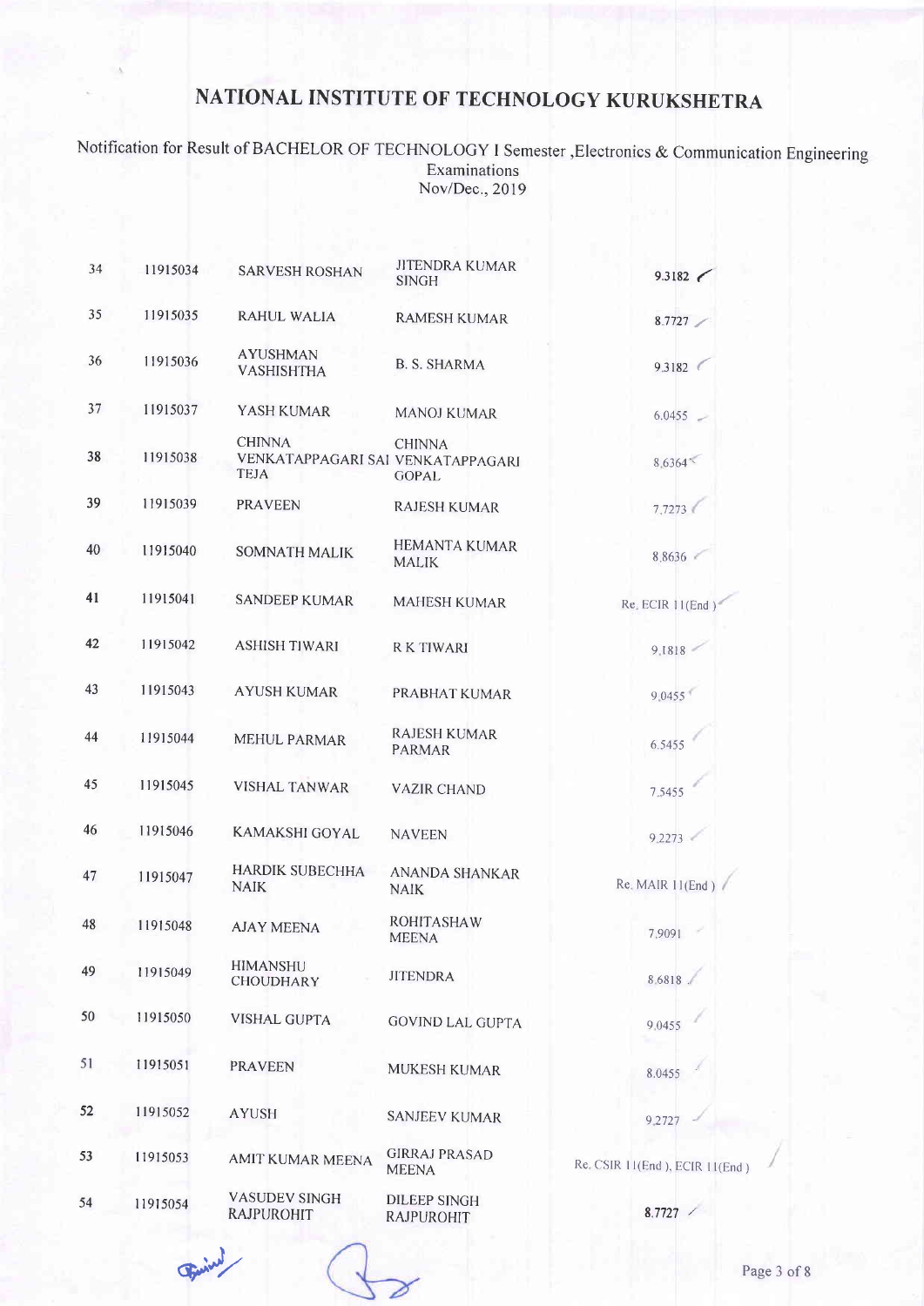# NATIONAL INSTITUTE OF TECHNOLOGY KURUKSHETRA

Notification for Result of BACHELOR OF TECHNOLOGY I Semester ,Electronics & Communication Engineering Examinations
Nov/Dec., 2019

| | | | | |
|---|---|---|---|---|
| 34 | 11915034 | SARVESH ROSHAN | JITENDRA KUMAR SINGH | 9.3182 |
| 35 | 11915035 | RAHUL WALIA | RAMESH KUMAR | 8.7727 |
| 36 | 11915036 | AYUSHMAN VASHISHTHA | B. S. SHARMA | 9.3182 |
| 37 | 11915037 | YASH KUMAR | MANOJ KUMAR | 6.0455 |
| 38 | 11915038 | CHINNA VENKATAPPAGARI SAI TEJA | CHINNA VENKATAPPAGARI GOPAL | 8.6364 |
| 39 | 11915039 | PRAVEEN | RAJESH KUMAR | 7.7273 |
| 40 | 11915040 | SOMNATH MALIK | HEMANTA KUMAR MALIK | 8.8636 |
| 41 | 11915041 | SANDEEP KUMAR | MAHESH KUMAR | Re. ECIR 11(End ) |
| 42 | 11915042 | ASHISH TIWARI | R K TIWARI | 9.1818 |
| 43 | 11915043 | AYUSH KUMAR | PRABHAT KUMAR | 9.0455 |
| 44 | 11915044 | MEHUL PARMAR | RAJESH KUMAR PARMAR | 6.5455 |
| 45 | 11915045 | VISHAL TANWAR | VAZIR CHAND | 7.5455 |
| 46 | 11915046 | KAMAKSHI GOYAL | NAVEEN | 9.2273 |
| 47 | 11915047 | HARDIK SUBECHHA NAIK | ANANDA SHANKAR NAIK | Re. MAIR 11(End ) |
| 48 | 11915048 | AJAY MEENA | ROHITASHAW MEENA | 7.9091 |
| 49 | 11915049 | HIMANSHU CHOUDHARY | JITENDRA | 8.6818 |
| 50 | 11915050 | VISHAL GUPTA | GOVIND LAL GUPTA | 9.0455 |
| 51 | 11915051 | PRAVEEN | MUKESH KUMAR | 8.0455 |
| 52 | 11915052 | AYUSH | SANJEEV KUMAR | 9.2727 |
| 53 | 11915053 | AMIT KUMAR MEENA | GIRRAJ PRASAD MEENA | Re. CSIR 11(End ), ECIR 11(End ) |
| 54 | 11915054 | VASUDEV SINGH RAJPUROHIT | DILEEP SINGH RAJPUROHIT | 8.7727 |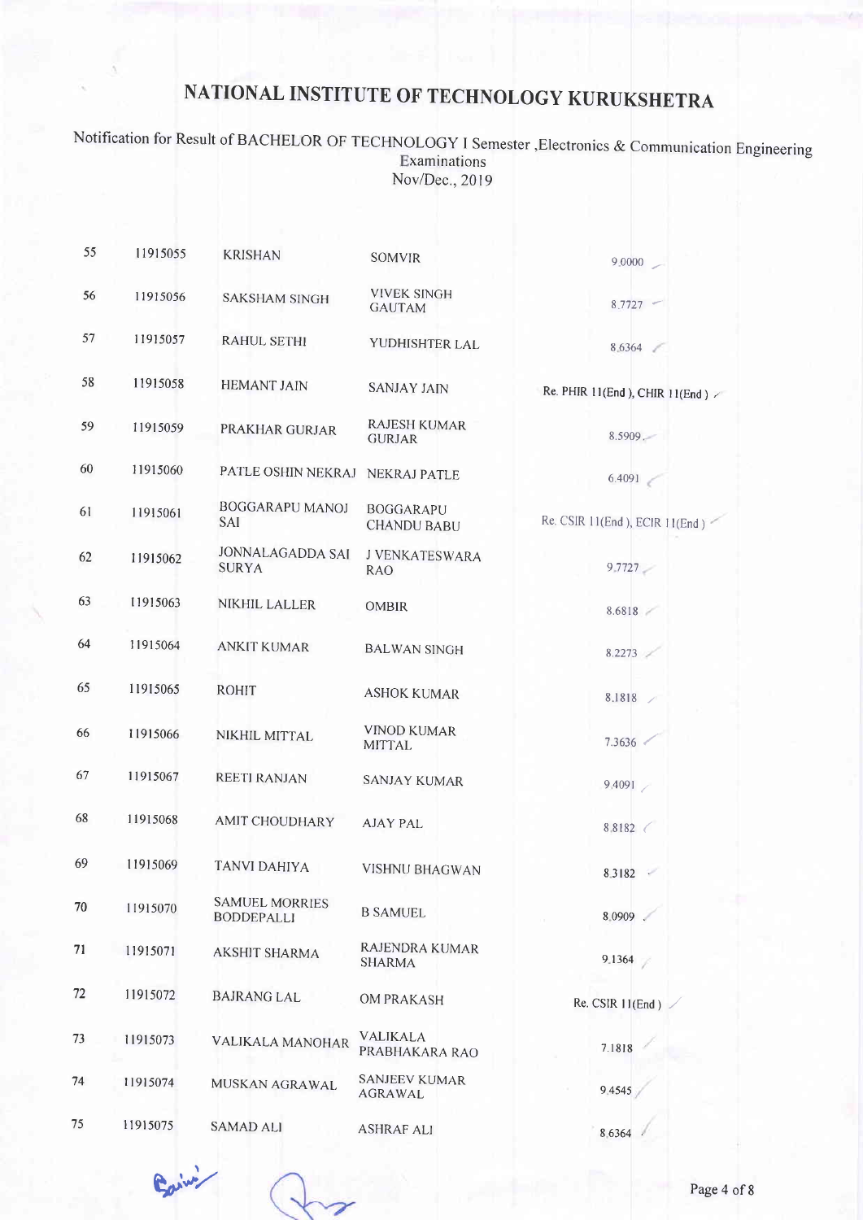# NATIONAL INSTITUTE OF TECHNOLOGY KURUKSHETRA

Notification for Result of BACHELOR OF TECHNOLOGY I Semester ,Electronics & Communication Engineering Examinations
Nov/Dec., 2019

| | | | | |
|---|---|---|---|---|
| 55 | 11915055 | KRISHAN | SOMVIR | 9.0000 |
| 56 | 11915056 | SAKSHAM SINGH | VIVEK SINGH GAUTAM | 8.7727 |
| 57 | 11915057 | RAHUL SETHI | YUDHISHTER LAL | 8.6364 |
| 58 | 11915058 | HEMANT JAIN | SANJAY JAIN | Re. PHIR 11(End ), CHIR 11(End ) |
| 59 | 11915059 | PRAKHAR GURJAR | RAJESH KUMAR GURJAR | 8.5909 |
| 60 | 11915060 | PATLE OSHIN NEKRAJ | NEKRAJ PATLE | 6.4091 |
| 61 | 11915061 | BOGGARAPU MANOJ SAI | BOGGARAPU CHANDU BABU | Re. CSIR 11(End ), ECIR 11(End ) |
| 62 | 11915062 | JONNALAGADDA SAI SURYA | J VENKATESWARA RAO | 9.7727 |
| 63 | 11915063 | NIKHIL LALLER | OMBIR | 8.6818 |
| 64 | 11915064 | ANKIT KUMAR | BALWAN SINGH | 8.2273 |
| 65 | 11915065 | ROHIT | ASHOK KUMAR | 8.1818 |
| 66 | 11915066 | NIKHIL MITTAL | VINOD KUMAR MITTAL | 7.3636 |
| 67 | 11915067 | REETI RANJAN | SANJAY KUMAR | 9.4091 |
| 68 | 11915068 | AMIT CHOUDHARY | AJAY PAL | 8.8182 |
| 69 | 11915069 | TANVI DAHIYA | VISHNU BHAGWAN | 8.3182 |
| 70 | 11915070 | SAMUEL MORRIES BODDEPALLI | B SAMUEL | 8.0909 |
| 71 | 11915071 | AKSHIT SHARMA | RAJENDRA KUMAR SHARMA | 9.1364 |
| 72 | 11915072 | BAJRANG LAL | OM PRAKASH | Re. CSIR 11(End ) |
| 73 | 11915073 | VALIKALA MANOHAR | VALIKALA PRABHAKARA RAO | 7.1818 |
| 74 | 11915074 | MUSKAN AGRAWAL | SANJEEV KUMAR AGRAWAL | 9.4545 |
| 75 | 11915075 | SAMAD ALI | ASHRAF ALI | 8.6364 |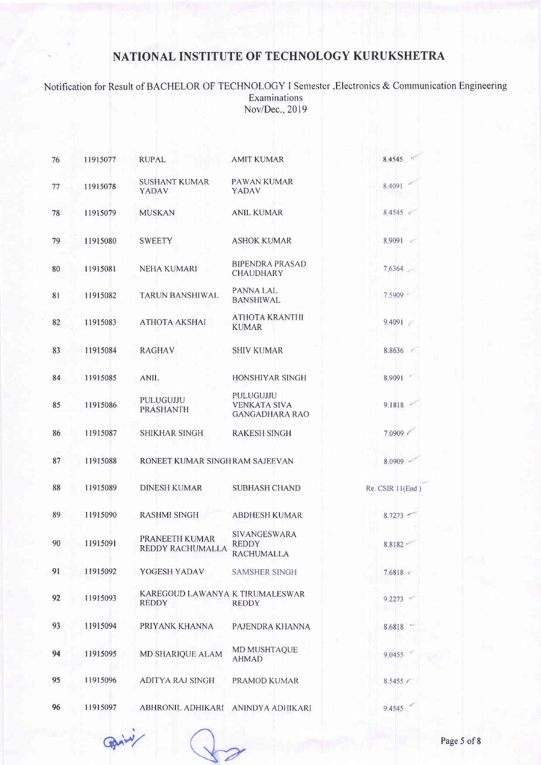# NATIONAL INSTITUTE OF TECHNOLOGY KURUKSHETRA

Notification for Result of BACHELOR OF TECHNOLOGY I Semester ,Electronics & Communication Engineering Examinations
Nov/Dec., 2019

| | | | | |
|---|---|---|---|---|
| 76 | 11915077 | RUPAL | AMIT KUMAR | 8.4545 |
| 77 | 11915078 | SUSHANT KUMAR YADAV | PAWAN KUMAR YADAV | 8.4091 |
| 78 | 11915079 | MUSKAN | ANIL KUMAR | 8.4545 |
| 79 | 11915080 | SWEETY | ASHOK KUMAR | 8.9091 |
| 80 | 11915081 | NEHA KUMARI | BIPENDRA PRASAD CHAUDHARY | 7.6364 |
| 81 | 11915082 | TARUN BANSHIWAL | PANNA LAL BANSHIWAL | 7.5909 |
| 82 | 11915083 | ATHOTA AKSHAI | ATHOTA KRANTHI KUMAR | 9.4091 |
| 83 | 11915084 | RAGHAV | SHIV KUMAR | 8.8636 |
| 84 | 11915085 | ANIL | HONSHIYAR SINGH | 8.9091 |
| 85 | 11915086 | PULUGUJJU PRASHANTH | PULUGUJJU VENKATA SIVA GANGADHARA RAO | 9.1818 |
| 86 | 11915087 | SHIKHAR SINGH | RAKESH SINGH | 7.0909 |
| 87 | 11915088 | RONEET KUMAR SINGH | RAM SAJEEVAN | 8.0909 |
| 88 | 11915089 | DINESH KUMAR | SUBHASH CHAND | Re. CSIR 11(End ) |
| 89 | 11915090 | RASHMI SINGH | ABDHESH KUMAR | 8.7273 |
| 90 | 11915091 | PRANEETH KUMAR REDDY RACHUMALLA | SIVANGESWARA REDDY RACHUMALLA | 8.8182 |
| 91 | 11915092 | YOGESH YADAV | SAMSHER SINGH | 7.6818 |
| 92 | 11915093 | KAREGOUD LAWANYA REDDY | K TIRUMALESWAR REDDY | 9.2273 |
| 93 | 11915094 | PRIYANK KHANNA | PAJENDRA KHANNA | 8.6818 |
| 94 | 11915095 | MD SHARIQUE ALAM | MD MUSHTAQUE AHMAD | 9.0455 |
| 95 | 11915096 | ADITYA RAJ SINGH | PRAMOD KUMAR | 8.5455 |
| 96 | 11915097 | ABHRONIL ADHIKARI | ANINDYA ADHIKARI | 9.4545 |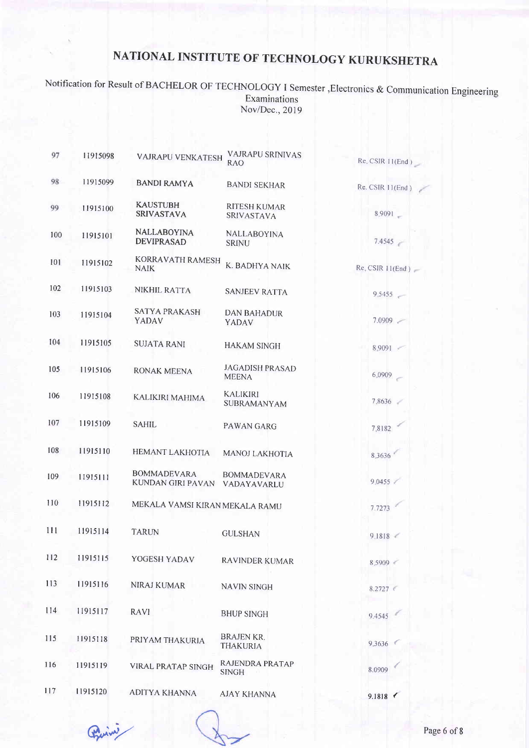# NATIONAL INSTITUTE OF TECHNOLOGY KURUKSHETRA

Notification for Result of BACHELOR OF TECHNOLOGY I Semester ,Electronics & Communication Engineering Examinations
Nov/Dec., 2019

| | | | | |
|---|---|---|---|---|
| 97 | 11915098 | VAJRAPU VENKATESH | VAJRAPU SRINIVAS RAO | Re. CSIR 11(End ) |
| 98 | 11915099 | BANDI RAMYA | BANDI SEKHAR | Re. CSIR 11(End ) |
| 99 | 11915100 | KAUSTUBH SRIVASTAVA | RITESH KUMAR SRIVASTAVA | 8.9091 |
| 100 | 11915101 | NALLABOYINA DEVIPRASAD | NALLABOYINA SRINU | 7.4545 |
| 101 | 11915102 | KORRAVATH RAMESH NAIK | K. BADHYA NAIK | Re. CSIR 11(End ) |
| 102 | 11915103 | NIKHIL RATTA | SANJEEV RATTA | 9.5455 |
| 103 | 11915104 | SATYA PRAKASH YADAV | DAN BAHADUR YADAV | 7.0909 |
| 104 | 11915105 | SUJATA RANI | HAKAM SINGH | 8.9091 |
| 105 | 11915106 | RONAK MEENA | JAGADISH PRASAD MEENA | 6.0909 |
| 106 | 11915108 | KALIKIRI MAHIMA | KALIKIRI SUBRAMANYAM | 7.8636 |
| 107 | 11915109 | SAHIL | PAWAN GARG | 7.8182 |
| 108 | 11915110 | HEMANT LAKHOTIA | MANOJ LAKHOTIA | 8.3636 |
| 109 | 11915111 | BOMMADEVARA KUNDAN GIRI PAVAN | BOMMADEVARA VADAYAVARLU | 9.0455 |
| 110 | 11915112 | MEKALA VAMSI KIRAN | MEKALA RAMU | 7.7273 |
| 111 | 11915114 | TARUN | GULSHAN | 9.1818 |
| 112 | 11915115 | YOGESH YADAV | RAVINDER KUMAR | 8.5909 |
| 113 | 11915116 | NIRAJ KUMAR | NAVIN SINGH | 8.2727 |
| 114 | 11915117 | RAVI | BHUP SINGH | 9.4545 |
| 115 | 11915118 | PRIYAM THAKURIA | BRAJEN KR. THAKURIA | 9.3636 |
| 116 | 11915119 | VIRAL PRATAP SINGH | RAJENDRA PRATAP SINGH | 8.0909 |
| 117 | 11915120 | ADITYA KHANNA | AJAY KHANNA | 9.1818 |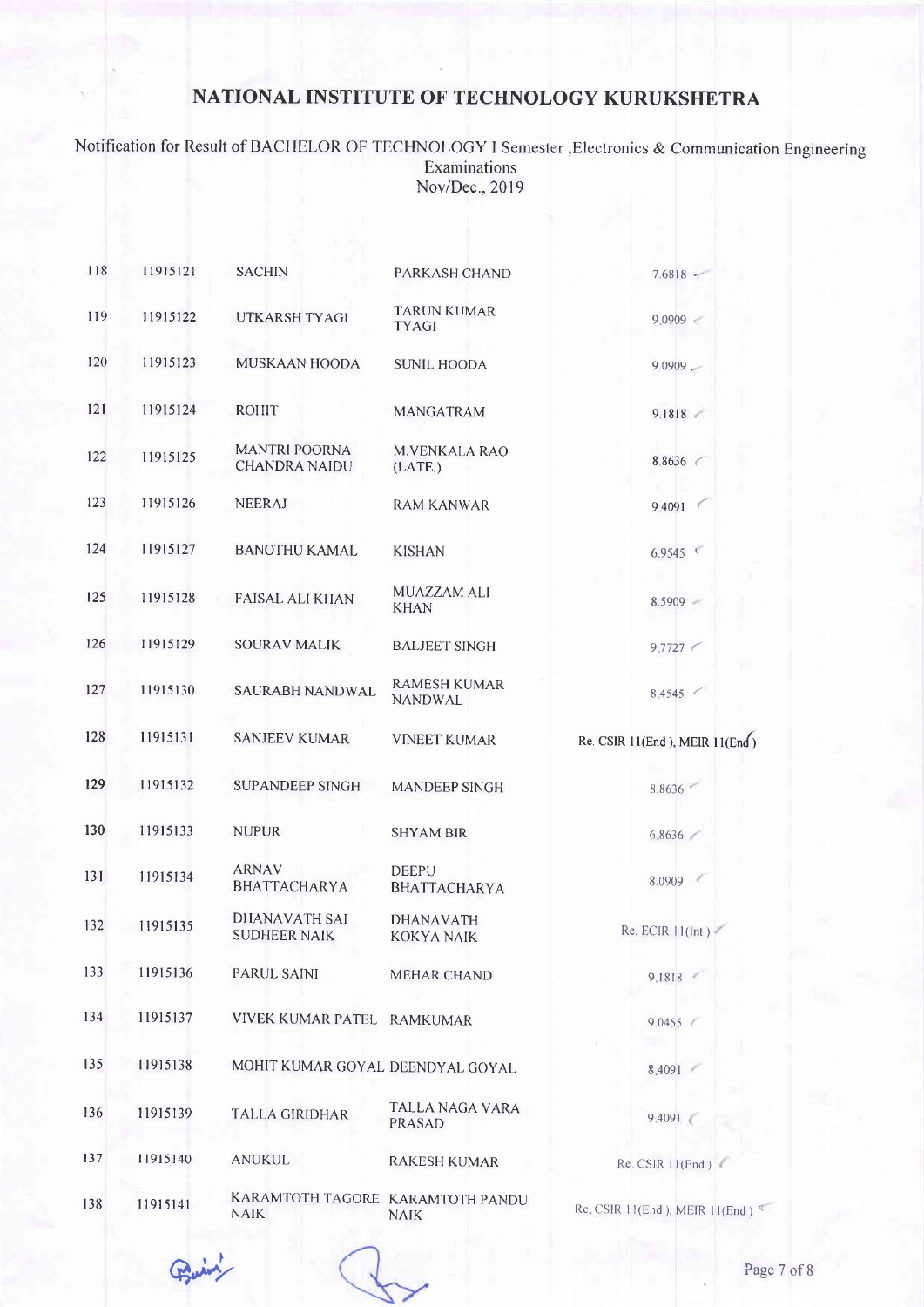# NATIONAL INSTITUTE OF TECHNOLOGY KURUKSHETRA

Notification for Result of BACHELOR OF TECHNOLOGY I Semester ,Electronics & Communication Engineering Examinations
Nov/Dec., 2019

| | | | | |
|---|---|---|---|---|
| 118 | 11915121 | SACHIN | PARKASH CHAND | 7.6818 |
| 119 | 11915122 | UTKARSH TYAGI | TARUN KUMAR TYAGI | 9.0909 |
| 120 | 11915123 | MUSKAAN HOODA | SUNIL HOODA | 9.0909 |
| 121 | 11915124 | ROHIT | MANGATRAM | 9.1818 |
| 122 | 11915125 | MANTRI POORNA CHANDRA NAIDU | M.VENKALA RAO (LATE.) | 8.8636 |
| 123 | 11915126 | NEERAJ | RAM KANWAR | 9.4091 |
| 124 | 11915127 | BANOTHU KAMAL | KISHAN | 6.9545 |
| 125 | 11915128 | FAISAL ALI KHAN | MUAZZAM ALI KHAN | 8.5909 |
| 126 | 11915129 | SOURAV MALIK | BALJEET SINGH | 9.7727 |
| 127 | 11915130 | SAURABH NANDWAL | RAMESH KUMAR NANDWAL | 8.4545 |
| 128 | 11915131 | SANJEEV KUMAR | VINEET KUMAR | Re. CSIR 11(End ), MEIR 11(End ) |
| 129 | 11915132 | SUPANDEEP SINGH | MANDEEP SINGH | 8.8636 |
| 130 | 11915133 | NUPUR | SHYAM BIR | 6.8636 |
| 131 | 11915134 | ARNAV BHATTACHARYA | DEEPU BHATTACHARYA | 8.0909 |
| 132 | 11915135 | DHANAVATH SAI SUDHEER NAIK | DHANAVATH KOKYA NAIK | Re. ECIR 11(Int ) |
| 133 | 11915136 | PARUL SAINI | MEHAR CHAND | 9.1818 |
| 134 | 11915137 | VIVEK KUMAR PATEL | RAMKUMAR | 9.0455 |
| 135 | 11915138 | MOHIT KUMAR GOYAL | DEENDYAL GOYAL | 8.4091 |
| 136 | 11915139 | TALLA GIRIDHAR | TALLA NAGA VARA PRASAD | 9.4091 |
| 137 | 11915140 | ANUKUL | RAKESH KUMAR | Re. CSIR 11(End ) |
| 138 | 11915141 | KARAMTOTH TAGORE NAIK | KARAMTOTH PANDU NAIK | Re. CSIR 11(End ), MEIR 11(End ) |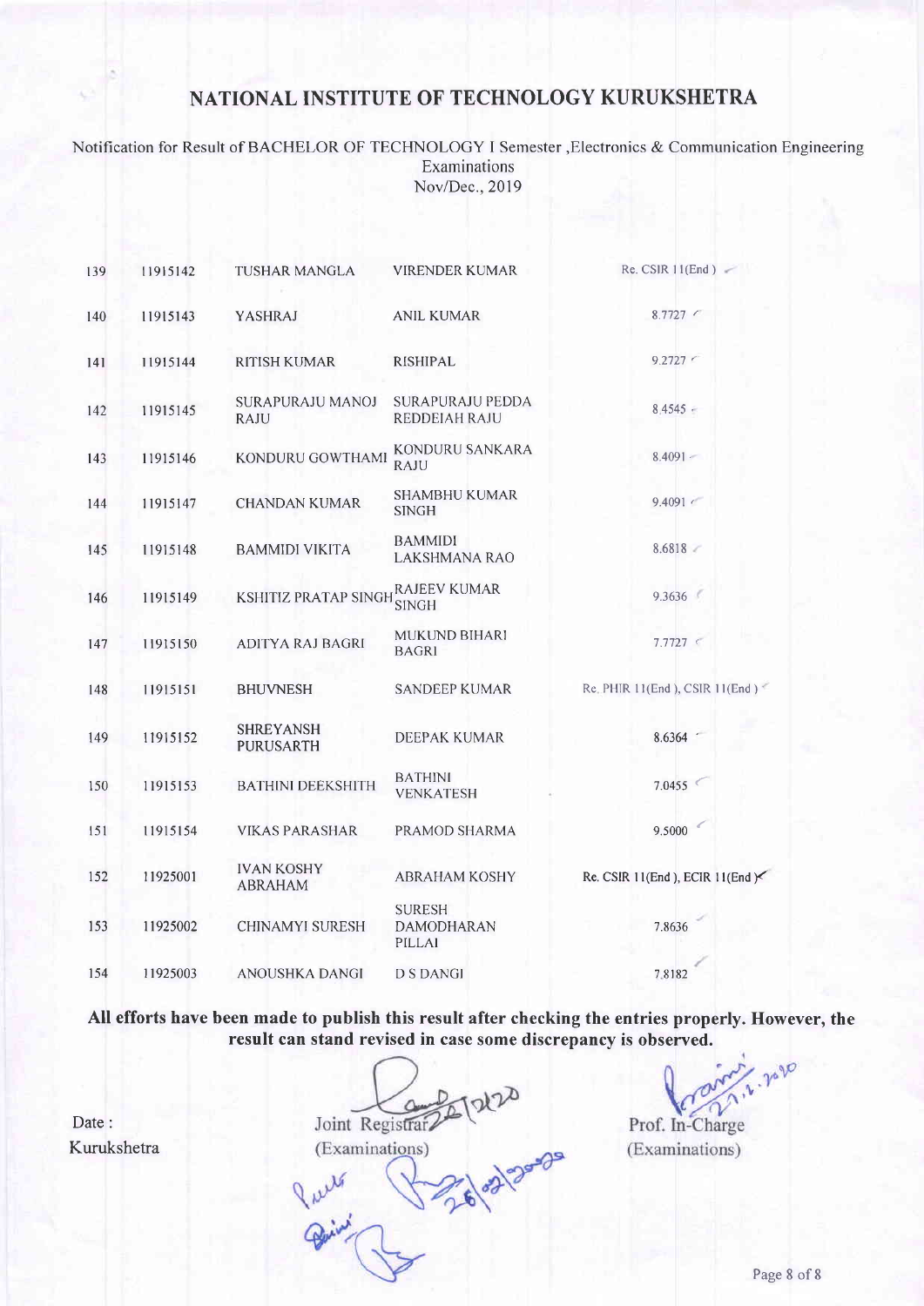# NATIONAL INSTITUTE OF TECHNOLOGY KURUKSHETRA

Notification for Result of BACHELOR OF TECHNOLOGY I Semester ,Electronics & Communication Engineering Examinations
Nov/Dec., 2019

| | | | | |
|---|---|---|---|---|
| 139 | 11915142 | TUSHAR MANGLA | VIRENDER KUMAR | Re. CSIR 11(End ) |
| 140 | 11915143 | YASHRAJ | ANIL KUMAR | 8.7727 |
| 141 | 11915144 | RITISH KUMAR | RISHIPAL | 9.2727 |
| 142 | 11915145 | SURAPURAJU MANOJ RAJU | SURAPURAJU PEDDA REDDEIAH RAJU | 8.4545 |
| 143 | 11915146 | KONDURU GOWTHAMI | KONDURU SANKARA RAJU | 8.4091 |
| 144 | 11915147 | CHANDAN KUMAR | SHAMBHU KUMAR SINGH | 9.4091 |
| 145 | 11915148 | BAMMIDI VIKITA | BAMMIDI LAKSHMANA RAO | 8.6818 |
| 146 | 11915149 | KSHITIZ PRATAP SINGH | RAJEEV KUMAR SINGH | 9.3636 |
| 147 | 11915150 | ADITYA RAJ BAGRI | MUKUND BIHARI BAGRI | 7.7727 |
| 148 | 11915151 | BHUVNESH | SANDEEP KUMAR | Re. PHIR 11(End ), CSIR 11(End ) |
| 149 | 11915152 | SHREYANSH PURUSARTH | DEEPAK KUMAR | 8.6364 |
| 150 | 11915153 | BATHINI DEEKSHITH | BATHINI VENKATESH | 7.0455 |
| 151 | 11915154 | VIKAS PARASHAR | PRAMOD SHARMA | 9.5000 |
| 152 | 11925001 | IVAN KOSHY ABRAHAM | ABRAHAM KOSHY | Re. CSIR 11(End ), ECIR 11(End ) |
| 153 | 11925002 | CHINAMYI SURESH | SURESH DAMODHARAN PILLAI | 7.8636 |
| 154 | 11925003 | ANOUSHKA DANGI | D S DANGI | 7.8182 |

**All efforts have been made to publish this result after checking the entries properly. However, the result can stand revised in case some discrepancy is observed.**

Date :
Kurukshetra

Joint Registrar
(Examinations)

Prof. In-Charge
(Examinations)